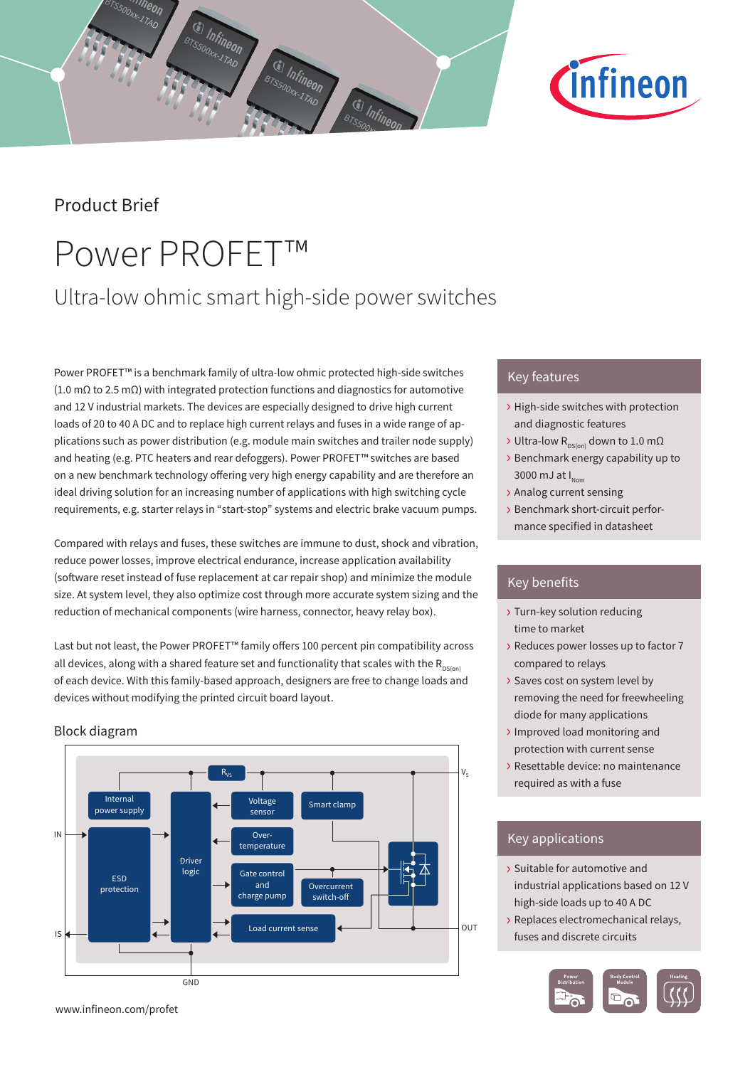Product Brief

# Power PROFET™

## Ultra-low ohmic smart high-side power switches

Power PROFET™ is a benchmark family of ultra-low ohmic protected high-side switches (1.0 mΩ to 2.5 mΩ) with integrated protection functions and diagnostics for automotive and 12 V industrial markets. The devices are especially designed to drive high current loads of 20 to 40 A DC and to replace high current relays and fuses in a wide range of applications such as power distribution (e.g. module main switches and trailer node supply) and heating (e.g. PTC heaters and rear defoggers). Power PROFET™ switches are based on a new benchmark technology offering very high energy capability and are therefore an ideal driving solution for an increasing number of applications with high switching cycle requirements, e.g. starter relays in "start-stop" systems and electric brake vacuum pumps.

Compared with relays and fuses, these switches are immune to dust, shock and vibration, reduce power losses, improve electrical endurance, increase application availability (software reset instead of fuse replacement at car repair shop) and minimize the module size. At system level, they also optimize cost through more accurate system sizing and the reduction of mechanical components (wire harness, connector, heavy relay box).

Last but not least, the Power PROFET™ family offers 100 percent pin compatibility across all devices, along with a shared feature set and functionality that scales with the $R_{DS(on)}$ of each device. With this family-based approach, designers are free to change loads and devices without modifying the printed circuit board layout.

### Block diagram

Internal power supply · ESD protection · Driver logic · $R_{VS}$ · Voltage sensor · Smart clamp · Over-temperature · Gate control and charge pump · Overcurrent switch-off · Load current sense · IN · IS · GND · $V_S$ · OUT

www.infineon.com/profet

### Key features

- High-side switches with protection and diagnostic features
- Ultra-low $R_{DS(on)}$ down to 1.0 mΩ
- Benchmark energy capability up to 3000 mJ at $I_{Nom}$
- Analog current sensing
- Benchmark short-circuit performance specified in datasheet

### Key benefits

- Turn-key solution reducing time to market
- Reduces power losses up to factor 7 compared to relays
- Saves cost on system level by removing the need for freewheeling diode for many applications
- Improved load monitoring and protection with current sense
- Resettable device: no maintenance required as with a fuse

### Key applications

- Suitable for automotive and industrial applications based on 12 V high-side loads up to 40 A DC
- Replaces electromechanical relays, fuses and discrete circuits

Power Distribution · Body Control Module · Heating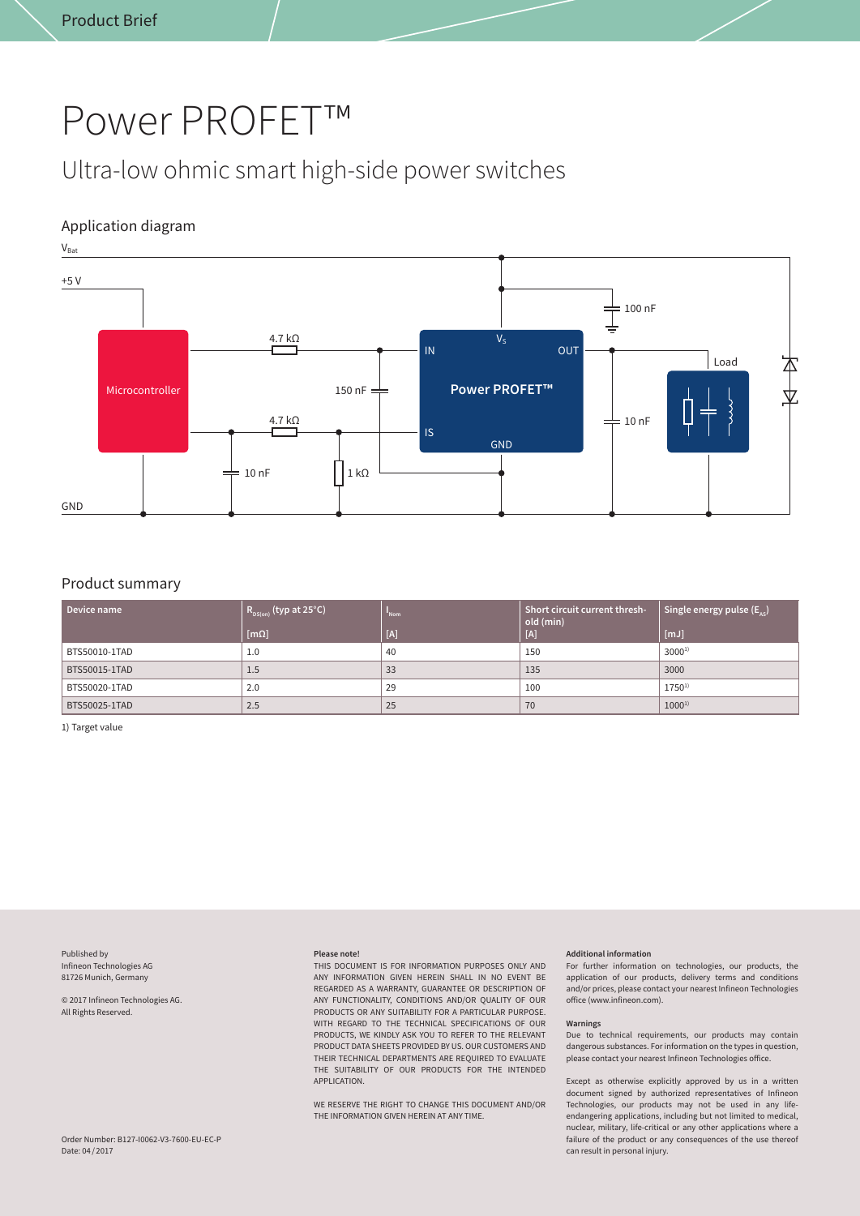# Power PROFET™

## Ultra-low ohmic smart high-side power switches

### Application diagram

$V_{Bat}$

+5 V

100 nF

4.7 kΩ

IN

$V_S$

OUT

Load

Microcontroller

150 nF

Power PROFET™

10 nF

4.7 kΩ

IS

GND

10 nF

1 kΩ

GND

### Product summary

| Device name | $R_{DS(on)}$ (typ at 25°C) [mΩ] | $I_{Nom}$ [A] | Short circuit current threshold (min) [A] | Single energy pulse ($E_{AS}$) [mJ] |
|---|---|---|---|---|
| BTS50010-1TAD | 1.0 | 40 | 150 | 3000[1] |
| BTS50015-1TAD | 1.5 | 33 | 135 | 3000 |
| BTS50020-1TAD | 2.0 | 29 | 100 | 1750[1] |
| BTS50025-1TAD | 2.5 | 25 | 70 | 1000[1] |

1) Target value

Published by
Infineon Technologies AG
81726 Munich, Germany

© 2017 Infineon Technologies AG.
All Rights Reserved.

Order Number: B127-I0062-V3-7600-EU-EC-P
Date: 04 / 2017

**Please note!**

THIS DOCUMENT IS FOR INFORMATION PURPOSES ONLY AND ANY INFORMATION GIVEN HEREIN SHALL IN NO EVENT BE REGARDED AS A WARRANTY, GUARANTEE OR DESCRIPTION OF ANY FUNCTIONALITY, CONDITIONS AND/OR QUALITY OF OUR PRODUCTS OR ANY SUITABILITY FOR A PARTICULAR PURPOSE. WITH REGARD TO THE TECHNICAL SPECIFICATIONS OF OUR PRODUCTS, WE KINDLY ASK YOU TO REFER TO THE RELEVANT PRODUCT DATA SHEETS PROVIDED BY US. OUR CUSTOMERS AND THEIR TECHNICAL DEPARTMENTS ARE REQUIRED TO EVALUATE THE SUITABILITY OF OUR PRODUCTS FOR THE INTENDED APPLICATION.

WE RESERVE THE RIGHT TO CHANGE THIS DOCUMENT AND/OR THE INFORMATION GIVEN HEREIN AT ANY TIME.

**Additional information**

For further information on technologies, our products, the application of our products, delivery terms and conditions and/or prices, please contact your nearest Infineon Technologies office (www.infineon.com).

**Warnings**

Due to technical requirements, our products may contain dangerous substances. For information on the types in question, please contact your nearest Infineon Technologies office.

Except as otherwise explicitly approved by us in a written document signed by authorized representatives of Infineon Technologies, our products may not be used in any life-endangering applications, including but not limited to medical, nuclear, military, life-critical or any other applications where a failure of the product or any consequences of the use thereof can result in personal injury.